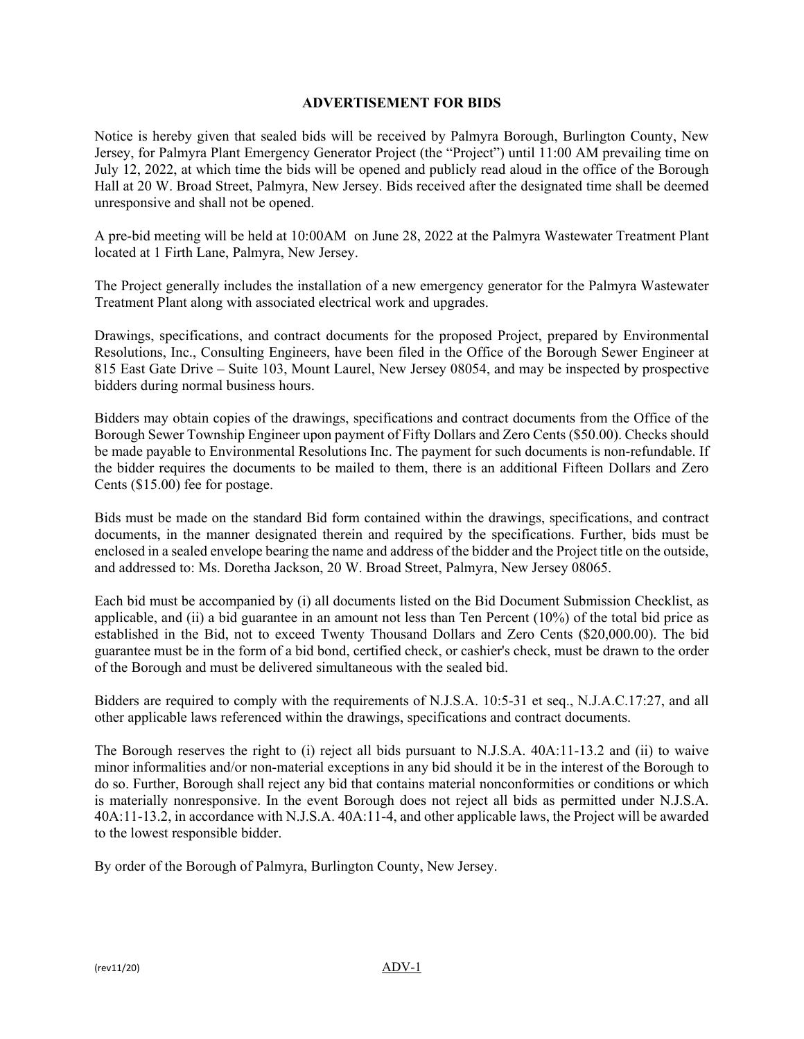## ADVERTISEMENT FOR BIDS

Notice is hereby given that sealed bids will be received by Palmyra Borough, Burlington County, New Jersey, for Palmyra Plant Emergency Generator Project (the "Project") until 11:00 AM prevailing time on July 12, 2022, at which time the bids will be opened and publicly read aloud in the office of the Borough Hall at 20 W. Broad Street, Palmyra, New Jersey. Bids received after the designated time shall be deemed unresponsive and shall not be opened.

A pre-bid meeting will be held at 10:00AM on June 28, 2022 at the Palmyra Wastewater Treatment Plant located at 1 Firth Lane, Palmyra, New Jersey.

The Project generally includes the installation of a new emergency generator for the Palmyra Wastewater Treatment Plant along with associated electrical work and upgrades.

Drawings, specifications, and contract documents for the proposed Project, prepared by Environmental Resolutions, Inc., Consulting Engineers, have been filed in the Office of the Borough Sewer Engineer at 815 East Gate Drive – Suite 103, Mount Laurel, New Jersey 08054, and may be inspected by prospective bidders during normal business hours.

Bidders may obtain copies of the drawings, specifications and contract documents from the Office of the Borough Sewer Township Engineer upon payment of Fifty Dollars and Zero Cents ($50.00). Checks should be made payable to Environmental Resolutions Inc. The payment for such documents is non-refundable. If the bidder requires the documents to be mailed to them, there is an additional Fifteen Dollars and Zero Cents ($15.00) fee for postage.

Bids must be made on the standard Bid form contained within the drawings, specifications, and contract documents, in the manner designated therein and required by the specifications. Further, bids must be enclosed in a sealed envelope bearing the name and address of the bidder and the Project title on the outside, and addressed to: Ms. Doretha Jackson, 20 W. Broad Street, Palmyra, New Jersey 08065.

Each bid must be accompanied by (i) all documents listed on the Bid Document Submission Checklist, as applicable, and (ii) a bid guarantee in an amount not less than Ten Percent (10%) of the total bid price as established in the Bid, not to exceed Twenty Thousand Dollars and Zero Cents ($20,000.00). The bid guarantee must be in the form of a bid bond, certified check, or cashier's check, must be drawn to the order of the Borough and must be delivered simultaneous with the sealed bid.

Bidders are required to comply with the requirements of N.J.S.A. 10:5-31 et seq., N.J.A.C.17:27, and all other applicable laws referenced within the drawings, specifications and contract documents.

The Borough reserves the right to (i) reject all bids pursuant to N.J.S.A. 40A:11-13.2 and (ii) to waive minor informalities and/or non-material exceptions in any bid should it be in the interest of the Borough to do so. Further, Borough shall reject any bid that contains material nonconformities or conditions or which is materially nonresponsive. In the event Borough does not reject all bids as permitted under N.J.S.A. 40A:11-13.2, in accordance with N.J.S.A. 40A:11-4, and other applicable laws, the Project will be awarded to the lowest responsible bidder.

By order of the Borough of Palmyra, Burlington County, New Jersey.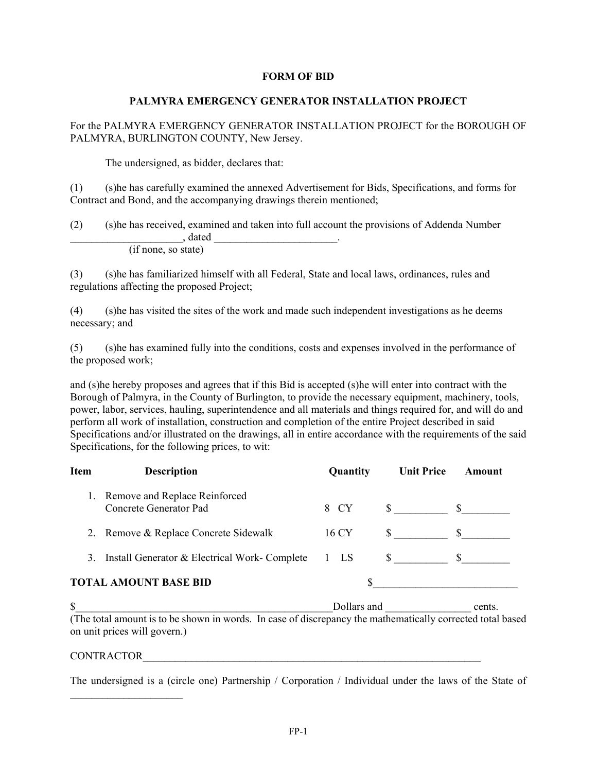**FORM OF BID**

**PALMYRA EMERGENCY GENERATOR INSTALLATION PROJECT**

For the PALMYRA EMERGENCY GENERATOR INSTALLATION PROJECT for the BOROUGH OF PALMYRA, BURLINGTON COUNTY, New Jersey.

The undersigned, as bidder, declares that:

(1) (s)he has carefully examined the annexed Advertisement for Bids, Specifications, and forms for Contract and Bond, and the accompanying drawings therein mentioned;

(2) (s)he has received, examined and taken into full account the provisions of Addenda Number ____________________, dated _______________________.
(if none, so state)

(3) (s)he has familiarized himself with all Federal, State and local laws, ordinances, rules and regulations affecting the proposed Project;

(4) (s)he has visited the sites of the work and made such independent investigations as he deems necessary; and

(5) (s)he has examined fully into the conditions, costs and expenses involved in the performance of the proposed work;

and (s)he hereby proposes and agrees that if this Bid is accepted (s)he will enter into contract with the Borough of Palmyra, in the County of Burlington, to provide the necessary equipment, machinery, tools, power, labor, services, hauling, superintendence and all materials and things required for, and will do and perform all work of installation, construction and completion of the entire Project described in said Specifications and/or illustrated on the drawings, all in entire accordance with the requirements of the said Specifications, for the following prices, to wit:

| Item | Description | Quantity | Unit Price | Amount |
|---|---|---|---|---|
| 1. | Remove and Replace Reinforced Concrete Generator Pad | 8 CY | $ __________ | $_________ |
| 2. | Remove & Replace Concrete Sidewalk | 16 CY | $ __________ | $_________ |
| 3. | Install Generator & Electrical Work- Complete | 1 LS | $ __________ | $_________ |

**TOTAL AMOUNT BASE BID** $___________________________

$_________________________________________________Dollars and ________________ cents.
(The total amount is to be shown in words. In case of discrepancy the mathematically corrected total based on unit prices will govern.)

CONTRACTOR____________________________________________________________________

The undersigned is a (circle one) Partnership / Corporation / Individual under the laws of the State of _____________________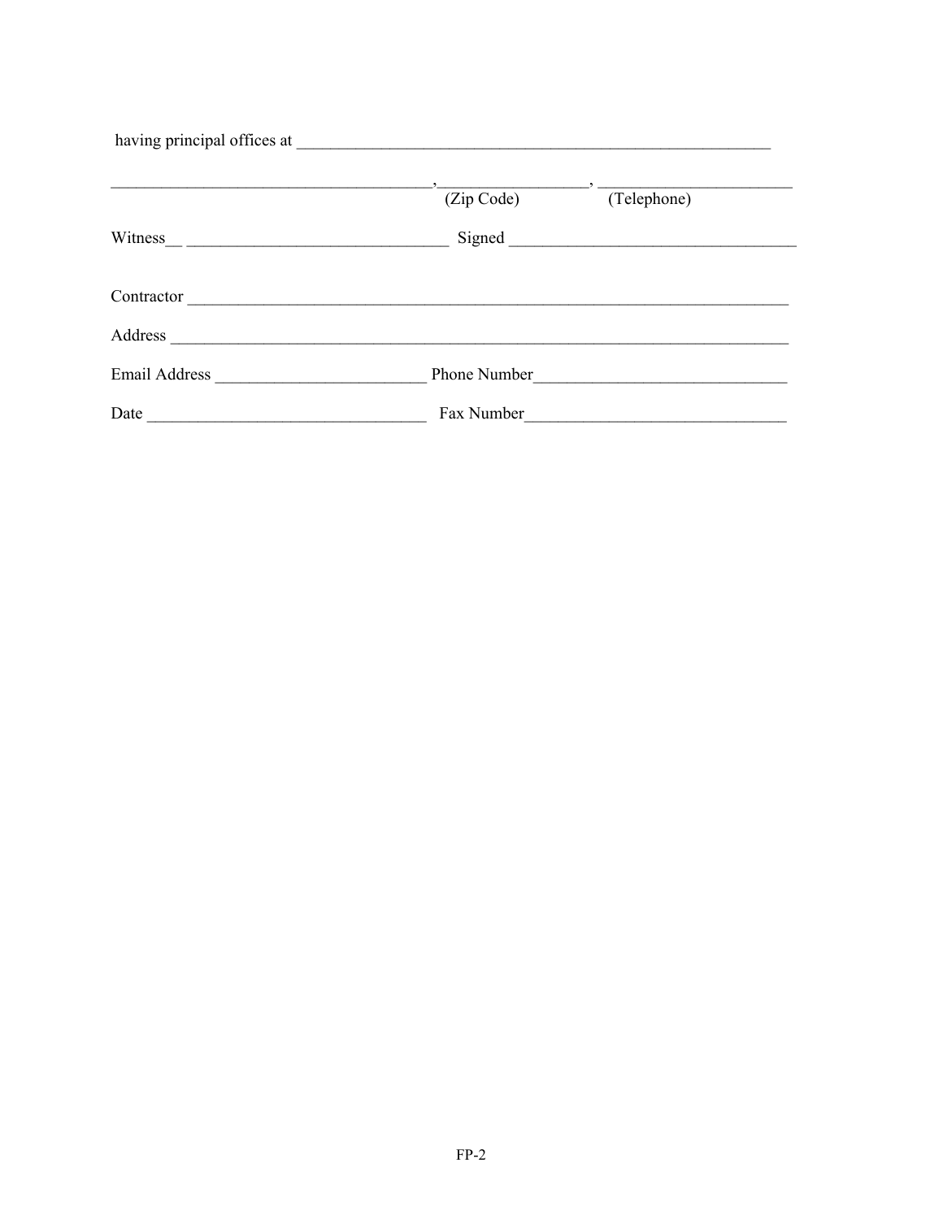having principal offices at ___________________________________________________________

______________________________________, __________________, ________________________
(Zip Code) (Telephone)

Witness__ ________________________________ Signed __________________________________

Contractor ___________________________________________________________________________

Address _____________________________________________________________________________

Email Address __________________________ Phone Number_______________________________

Date __________________________________ Fax Number________________________________